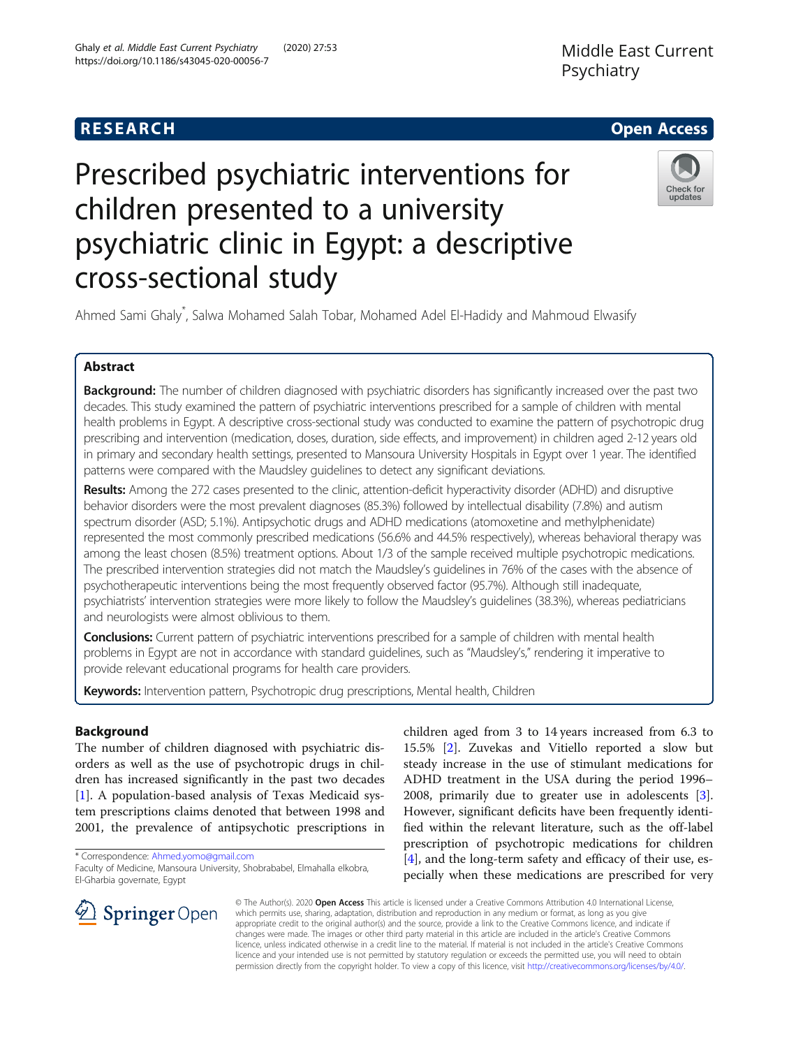# Prescribed psychiatric interventions for children presented to a university psychiatric clinic in Egypt: a descriptive cross-sectional study

Ahmed Sami Ghaly*, Salwa Mohamed Salah Tobar, Mohamed Adel El-Hadidy and Mahmoud Elwasify

## Abstract

**Background:** The number of children diagnosed with psychiatric disorders has significantly increased over the past two decades. This study examined the pattern of psychiatric interventions prescribed for a sample of children with mental health problems in Egypt. A descriptive cross-sectional study was conducted to examine the pattern of psychotropic drug prescribing and intervention (medication, doses, duration, side effects, and improvement) in children aged 2-12 years old in primary and secondary health settings, presented to Mansoura University Hospitals in Egypt over 1 year. The identified patterns were compared with the Maudsley guidelines to detect any significant deviations.

**Results:** Among the 272 cases presented to the clinic, attention-deficit hyperactivity disorder (ADHD) and disruptive behavior disorders were the most prevalent diagnoses (85.3%) followed by intellectual disability (7.8%) and autism spectrum disorder (ASD; 5.1%). Antipsychotic drugs and ADHD medications (atomoxetine and methylphenidate) represented the most commonly prescribed medications (56.6% and 44.5% respectively), whereas behavioral therapy was among the least chosen (8.5%) treatment options. About 1/3 of the sample received multiple psychotropic medications. The prescribed intervention strategies did not match the Maudsley's guidelines in 76% of the cases with the absence of psychotherapeutic interventions being the most frequently observed factor (95.7%). Although still inadequate, psychiatrists' intervention strategies were more likely to follow the Maudsley's guidelines (38.3%), whereas pediatricians and neurologists were almost oblivious to them.

**Conclusions:** Current pattern of psychiatric interventions prescribed for a sample of children with mental health problems in Egypt are not in accordance with standard guidelines, such as "Maudsley's," rendering it imperative to provide relevant educational programs for health care providers.

**Keywords:** Intervention pattern, Psychotropic drug prescriptions, Mental health, Children

## Background

The number of children diagnosed with psychiatric disorders as well as the use of psychotropic drugs in children has increased significantly in the past two decades [1]. A population-based analysis of Texas Medicaid system prescriptions claims denoted that between 1998 and 2001, the prevalence of antipsychotic prescriptions in children aged from 3 to 14 years increased from 6.3 to 15.5% [2]. Zuvekas and Vitiello reported a slow but steady increase in the use of stimulant medications for ADHD treatment in the USA during the period 1996–2008, primarily due to greater use in adolescents [3]. However, significant deficits have been frequently identified within the relevant literature, such as the off-label prescription of psychotropic medications for children [4], and the long-term safety and efficacy of their use, especially when these medications are prescribed for very

* Correspondence: Ahmed.yomo@gmail.com
Faculty of Medicine, Mansoura University, Shobrababel, Elmahalla elkobra, El-Gharbia governate, Egypt

© The Author(s). 2020 **Open Access** This article is licensed under a Creative Commons Attribution 4.0 International License, which permits use, sharing, adaptation, distribution and reproduction in any medium or format, as long as you give appropriate credit to the original author(s) and the source, provide a link to the Creative Commons licence, and indicate if changes were made. The images or other third party material in this article are included in the article's Creative Commons licence, unless indicated otherwise in a credit line to the material. If material is not included in the article's Creative Commons licence and your intended use is not permitted by statutory regulation or exceeds the permitted use, you will need to obtain permission directly from the copyright holder. To view a copy of this licence, visit http://creativecommons.org/licenses/by/4.0/.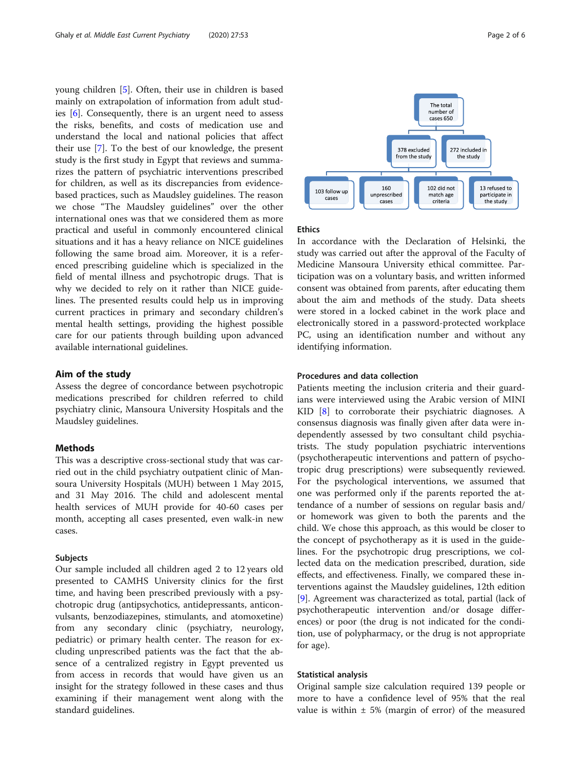young children [5]. Often, their use in children is based mainly on extrapolation of information from adult studies [6]. Consequently, there is an urgent need to assess the risks, benefits, and costs of medication use and understand the local and national policies that affect their use [7]. To the best of our knowledge, the present study is the first study in Egypt that reviews and summarizes the pattern of psychiatric interventions prescribed for children, as well as its discrepancies from evidence-based practices, such as Maudsley guidelines. The reason we chose "The Maudsley guidelines" over the other international ones was that we considered them as more practical and useful in commonly encountered clinical situations and it has a heavy reliance on NICE guidelines following the same broad aim. Moreover, it is a referenced prescribing guideline which is specialized in the field of mental illness and psychotropic drugs. That is why we decided to rely on it rather than NICE guidelines. The presented results could help us in improving current practices in primary and secondary children's mental health settings, providing the highest possible care for our patients through building upon advanced available international guidelines.

## Aim of the study

Assess the degree of concordance between psychotropic medications prescribed for children referred to child psychiatry clinic, Mansoura University Hospitals and the Maudsley guidelines.

## Methods

This was a descriptive cross-sectional study that was carried out in the child psychiatry outpatient clinic of Mansoura University Hospitals (MUH) between 1 May 2015, and 31 May 2016. The child and adolescent mental health services of MUH provide for 40-60 cases per month, accepting all cases presented, even walk-in new cases.

### Subjects

Our sample included all children aged 2 to 12 years old presented to CAMHS University clinics for the first time, and having been prescribed previously with a psychotropic drug (antipsychotics, antidepressants, anticonvulsants, benzodiazepines, stimulants, and atomoxetine) from any secondary clinic (psychiatry, neurology, pediatric) or primary health center. The reason for excluding unprescribed patients was the fact that the absence of a centralized registry in Egypt prevented us from access in records that would have given us an insight for the strategy followed in these cases and thus examining if their management went along with the standard guidelines.

- The total number of cases 650
  - 378 excluded from the study
    - 103 follow up cases
    - 160 unprescribed cases
    - 102 did not match age criteria
    - 13 refused to participate in the study
  - 272 included in the study

### Ethics

In accordance with the Declaration of Helsinki, the study was carried out after the approval of the Faculty of Medicine Mansoura University ethical committee. Participation was on a voluntary basis, and written informed consent was obtained from parents, after educating them about the aim and methods of the study. Data sheets were stored in a locked cabinet in the work place and electronically stored in a password-protected workplace PC, using an identification number and without any identifying information.

### Procedures and data collection

Patients meeting the inclusion criteria and their guardians were interviewed using the Arabic version of MINI KID [8] to corroborate their psychiatric diagnoses. A consensus diagnosis was finally given after data were independently assessed by two consultant child psychiatrists. The study population psychiatric interventions (psychotherapeutic interventions and pattern of psychotropic drug prescriptions) were subsequently reviewed. For the psychological interventions, we assumed that one was performed only if the parents reported the attendance of a number of sessions on regular basis and/or homework was given to both the parents and the child. We chose this approach, as this would be closer to the concept of psychotherapy as it is used in the guidelines. For the psychotropic drug prescriptions, we collected data on the medication prescribed, duration, side effects, and effectiveness. Finally, we compared these interventions against the Maudsley guidelines, 12th edition [9]. Agreement was characterized as total, partial (lack of psychotherapeutic intervention and/or dosage differences) or poor (the drug is not indicated for the condition, use of polypharmacy, or the drug is not appropriate for age).

### Statistical analysis

Original sample size calculation required 139 people or more to have a confidence level of 95% that the real value is within ± 5% (margin of error) of the measured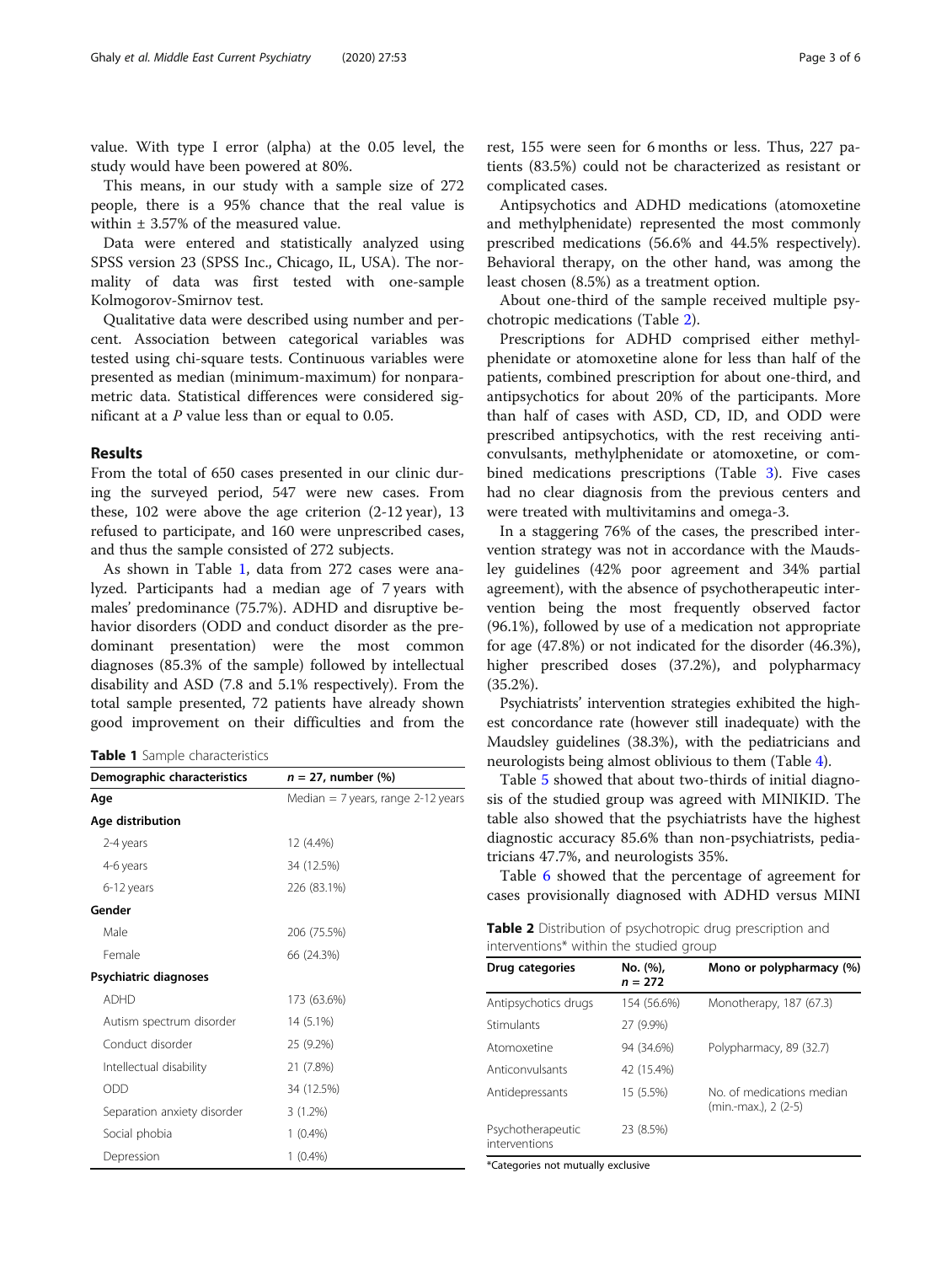value. With type I error (alpha) at the 0.05 level, the study would have been powered at 80%.

This means, in our study with a sample size of 272 people, there is a 95% chance that the real value is within ± 3.57% of the measured value.

Data were entered and statistically analyzed using SPSS version 23 (SPSS Inc., Chicago, IL, USA). The normality of data was first tested with one-sample Kolmogorov-Smirnov test.

Qualitative data were described using number and percent. Association between categorical variables was tested using chi-square tests. Continuous variables were presented as median (minimum-maximum) for nonparametric data. Statistical differences were considered significant at a $P$ value less than or equal to 0.05.

## Results

From the total of 650 cases presented in our clinic during the surveyed period, 547 were new cases. From these, 102 were above the age criterion (2-12 year), 13 refused to participate, and 160 were unprescribed cases, and thus the sample consisted of 272 subjects.

As shown in Table 1, data from 272 cases were analyzed. Participants had a median age of 7 years with males' predominance (75.7%). ADHD and disruptive behavior disorders (ODD and conduct disorder as the predominant presentation) were the most common diagnoses (85.3% of the sample) followed by intellectual disability and ASD (7.8 and 5.1% respectively). From the total sample presented, 72 patients have already shown good improvement on their difficulties and from the rest, 155 were seen for 6 months or less. Thus, 227 patients (83.5%) could not be characterized as resistant or complicated cases.

**Table 1** Sample characteristics

| Demographic characteristics | $n$ = 27, number (%) |
|---|---|
| **Age** | Median = 7 years, range 2-12 years |
| **Age distribution** | |
| 2-4 years | 12 (4.4%) |
| 4-6 years | 34 (12.5%) |
| 6-12 years | 226 (83.1%) |
| **Gender** | |
| Male | 206 (75.5%) |
| Female | 66 (24.3%) |
| **Psychiatric diagnoses** | |
| ADHD | 173 (63.6%) |
| Autism spectrum disorder | 14 (5.1%) |
| Conduct disorder | 25 (9.2%) |
| Intellectual disability | 21 (7.8%) |
| ODD | 34 (12.5%) |
| Separation anxiety disorder | 3 (1.2%) |
| Social phobia | 1 (0.4%) |
| Depression | 1 (0.4%) |

Antipsychotics and ADHD medications (atomoxetine and methylphenidate) represented the most commonly prescribed medications (56.6% and 44.5% respectively). Behavioral therapy, on the other hand, was among the least chosen (8.5%) as a treatment option.

About one-third of the sample received multiple psychotropic medications (Table 2).

Prescriptions for ADHD comprised either methylphenidate or atomoxetine alone for less than half of the patients, combined prescription for about one-third, and antipsychotics for about 20% of the participants. More than half of cases with ASD, CD, ID, and ODD were prescribed antipsychotics, with the rest receiving anticonvulsants, methylphenidate or atomoxetine, or combined medications prescriptions (Table 3). Five cases had no clear diagnosis from the previous centers and were treated with multivitamins and omega-3.

In a staggering 76% of the cases, the prescribed intervention strategy was not in accordance with the Maudsley guidelines (42% poor agreement and 34% partial agreement), with the absence of psychotherapeutic intervention being the most frequently observed factor (96.1%), followed by use of a medication not appropriate for age (47.8%) or not indicated for the disorder (46.3%), higher prescribed doses (37.2%), and polypharmacy (35.2%).

Psychiatrists' intervention strategies exhibited the highest concordance rate (however still inadequate) with the Maudsley guidelines (38.3%), with the pediatricians and neurologists being almost oblivious to them (Table 4).

Table 5 showed that about two-thirds of initial diagnosis of the studied group was agreed with MINIKID. The table also showed that the psychiatrists have the highest diagnostic accuracy 85.6% than non-psychiatrists, pediatricians 47.7%, and neurologists 35%.

Table 6 showed that the percentage of agreement for cases provisionally diagnosed with ADHD versus MINI

**Table 2** Distribution of psychotropic drug prescription and interventions* within the studied group

| Drug categories | No. (%), $n$ = 272 | Mono or polypharmacy (%) |
|---|---|---|
| Antipsychotics drugs | 154 (56.6%) | Monotherapy, 187 (67.3) |
| Stimulants | 27 (9.9%) | |
| Atomoxetine | 94 (34.6%) | Polypharmacy, 89 (32.7) |
| Anticonvulsants | 42 (15.4%) | |
| Antidepressants | 15 (5.5%) | No. of medications median (min.-max.), 2 (2-5) |
| Psychotherapeutic interventions | 23 (8.5%) | |

*Categories not mutually exclusive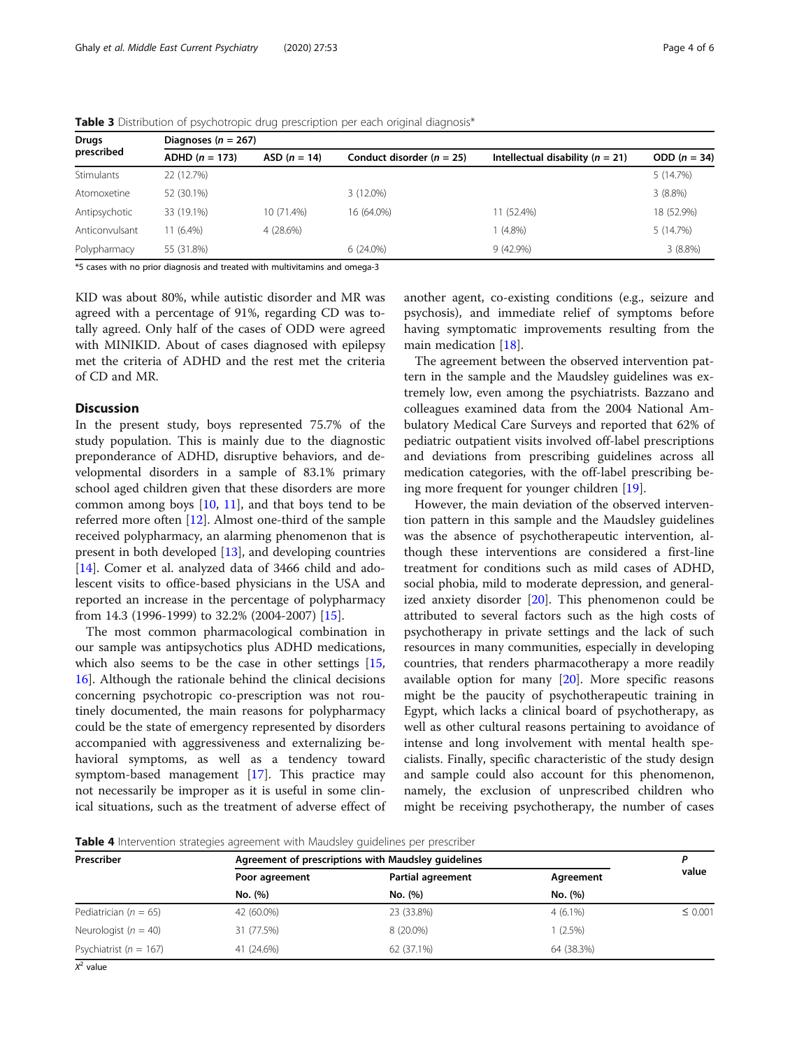**Table 3** Distribution of psychotropic drug prescription per each original diagnosis*

| Drugs prescribed | Diagnoses ($n$ = 267) | | | | |
|---|---|---|---|---|---|
| | ADHD ($n$ = 173) | ASD ($n$ = 14) | Conduct disorder ($n$ = 25) | Intellectual disability ($n$ = 21) | ODD ($n$ = 34) |
| Stimulants | 22 (12.7%) | | | | 5 (14.7%) |
| Atomoxetine | 52 (30.1%) | | 3 (12.0%) | | 3 (8.8%) |
| Antipsychotic | 33 (19.1%) | 10 (71.4%) | 16 (64.0%) | 11 (52.4%) | 18 (52.9%) |
| Anticonvulsant | 11 (6.4%) | 4 (28.6%) | | 1 (4.8%) | 5 (14.7%) |
| Polypharmacy | 55 (31.8%) | | 6 (24.0%) | 9 (42.9%) | 3 (8.8%) |

*5 cases with no prior diagnosis and treated with multivitamins and omega-3

KID was about 80%, while autistic disorder and MR was agreed with a percentage of 91%, regarding CD was totally agreed. Only half of the cases of ODD were agreed with MINIKID. About of cases diagnosed with epilepsy met the criteria of ADHD and the rest met the criteria of CD and MR.

## Discussion

In the present study, boys represented 75.7% of the study population. This is mainly due to the diagnostic preponderance of ADHD, disruptive behaviors, and developmental disorders in a sample of 83.1% primary school aged children given that these disorders are more common among boys [10, 11], and that boys tend to be referred more often [12]. Almost one-third of the sample received polypharmacy, an alarming phenomenon that is present in both developed [13], and developing countries [14]. Comer et al. analyzed data of 3466 child and adolescent visits to office-based physicians in the USA and reported an increase in the percentage of polypharmacy from 14.3 (1996-1999) to 32.2% (2004-2007) [15].

The most common pharmacological combination in our sample was antipsychotics plus ADHD medications, which also seems to be the case in other settings [15, 16]. Although the rationale behind the clinical decisions concerning psychotropic co-prescription was not routinely documented, the main reasons for polypharmacy could be the state of emergency represented by disorders accompanied with aggressiveness and externalizing behavioral symptoms, as well as a tendency toward symptom-based management [17]. This practice may not necessarily be improper as it is useful in some clinical situations, such as the treatment of adverse effect of another agent, co-existing conditions (e.g., seizure and psychosis), and immediate relief of symptoms before having symptomatic improvements resulting from the main medication [18].

The agreement between the observed intervention pattern in the sample and the Maudsley guidelines was extremely low, even among the psychiatrists. Bazzano and colleagues examined data from the 2004 National Ambulatory Medical Care Surveys and reported that 62% of pediatric outpatient visits involved off-label prescriptions and deviations from prescribing guidelines across all medication categories, with the off-label prescribing being more frequent for younger children [19].

However, the main deviation of the observed intervention pattern in this sample and the Maudsley guidelines was the absence of psychotherapeutic intervention, although these interventions are considered a first-line treatment for conditions such as mild cases of ADHD, social phobia, mild to moderate depression, and generalized anxiety disorder [20]. This phenomenon could be attributed to several factors such as the high costs of psychotherapy in private settings and the lack of such resources in many communities, especially in developing countries, that renders pharmacotherapy a more readily available option for many [20]. More specific reasons might be the paucity of psychotherapeutic training in Egypt, which lacks a clinical board of psychotherapy, as well as other cultural reasons pertaining to avoidance of intense and long involvement with mental health specialists. Finally, specific characteristic of the study design and sample could also account for this phenomenon, namely, the exclusion of unprescribed children who might be receiving psychotherapy, the number of cases

**Table 4** Intervention strategies agreement with Maudsley guidelines per prescriber

| Prescriber | Agreement of prescriptions with Maudsley guidelines | | | $P$ value |
|---|---|---|---|---|
| | Poor agreement | Partial agreement | Agreement | |
| | No. (%) | No. (%) | No. (%) | |
| Pediatrician ($n$ = 65) | 42 (60.0%) | 23 (33.8%) | 4 (6.1%) | ≤ 0.001 |
| Neurologist ($n$ = 40) | 31 (77.5%) | 8 (20.0%) | 1 (2.5%) | |
| Psychiatrist ($n$ = 167) | 41 (24.6%) | 62 (37.1%) | 64 (38.3%) | |

$X^2$ value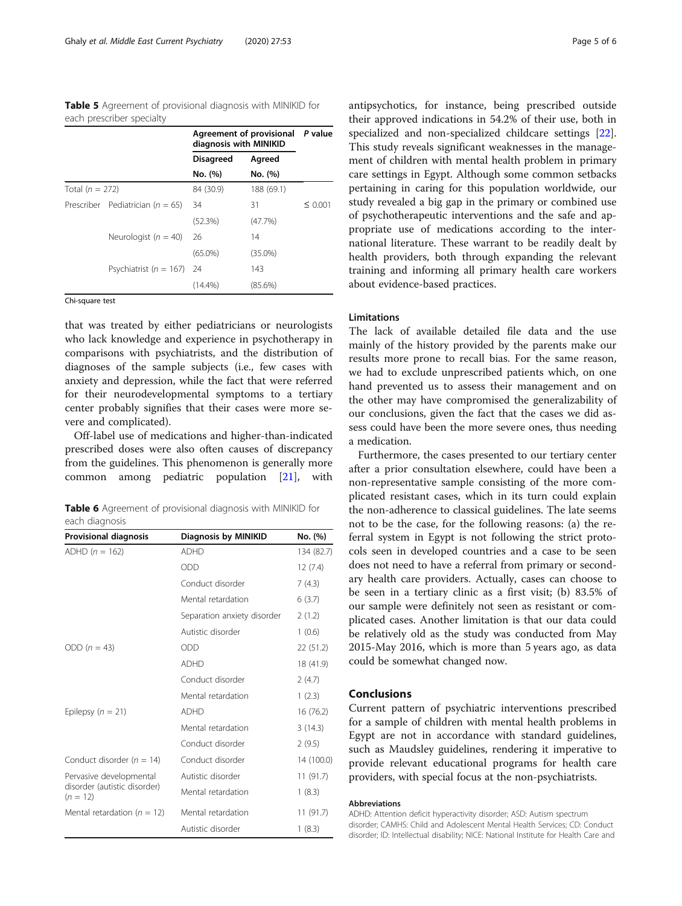**Table 5** Agreement of provisional diagnosis with MINIKID for each prescriber specialty

| | | Agreement of provisional diagnosis with MINIKID | | P value |
|---|---|---|---|---|
| | | Disagreed | Agreed | |
| | | No. (%) | No. (%) | |
| Total ($n$ = 272) | | 84 (30.9) | 188 (69.1) | |
| Prescriber | Pediatrician ($n$ = 65) | 34 (52.3%) | 31 (47.7%) | ≤ 0.001 |
| | Neurologist ($n$ = 40) | 26 (65.0%) | 14 (35.0%) | |
| | Psychiatrist ($n$ = 167) | 24 (14.4%) | 143 (85.6%) | |

Chi-square test

that was treated by either pediatricians or neurologists who lack knowledge and experience in psychotherapy in comparisons with psychiatrists, and the distribution of diagnoses of the sample subjects (i.e., few cases with anxiety and depression, while the fact that were referred for their neurodevelopmental symptoms to a tertiary center probably signifies that their cases were more severe and complicated).

Off-label use of medications and higher-than-indicated prescribed doses were also often causes of discrepancy from the guidelines. This phenomenon is generally more common among pediatric population [21], with antipsychotics, for instance, being prescribed outside their approved indications in 54.2% of their use, both in specialized and non-specialized childcare settings [22]. This study reveals significant weaknesses in the management of children with mental health problem in primary care settings in Egypt. Although some common setbacks pertaining in caring for this population worldwide, our study revealed a big gap in the primary or combined use of psychotherapeutic interventions and the safe and appropriate use of medications according to the international literature. These warrant to be readily dealt by health providers, both through expanding the relevant training and informing all primary health care workers about evidence-based practices.

**Table 6** Agreement of provisional diagnosis with MINIKID for each diagnosis

| Provisional diagnosis | Diagnosis by MINIKID | No. (%) |
|---|---|---|
| ADHD ($n$ = 162) | ADHD | 134 (82.7) |
| | ODD | 12 (7.4) |
| | Conduct disorder | 7 (4.3) |
| | Mental retardation | 6 (3.7) |
| | Separation anxiety disorder | 2 (1.2) |
| | Autistic disorder | 1 (0.6) |
| ODD ($n$ = 43) | ODD | 22 (51.2) |
| | ADHD | 18 (41.9) |
| | Conduct disorder | 2 (4.7) |
| | Mental retardation | 1 (2.3) |
| Epilepsy ($n$ = 21) | ADHD | 16 (76.2) |
| | Mental retardation | 3 (14.3) |
| | Conduct disorder | 2 (9.5) |
| Conduct disorder ($n$ = 14) | Conduct disorder | 14 (100.0) |
| Pervasive developmental disorder (autistic disorder) ($n$ = 12) | Autistic disorder | 11 (91.7) |
| | Mental retardation | 1 (8.3) |
| Mental retardation ($n$ = 12) | Mental retardation | 11 (91.7) |
| | Autistic disorder | 1 (8.3) |

## Limitations

The lack of available detailed file data and the use mainly of the history provided by the parents make our results more prone to recall bias. For the same reason, we had to exclude unprescribed patients which, on one hand prevented us to assess their management and on the other may have compromised the generalizability of our conclusions, given the fact that the cases we did assess could have been the more severe ones, thus needing a medication.

Furthermore, the cases presented to our tertiary center after a prior consultation elsewhere, could have been a non-representative sample consisting of the more complicated resistant cases, which in its turn could explain the non-adherence to classical guidelines. The late seems not to be the case, for the following reasons: (a) the referral system in Egypt is not following the strict protocols seen in developed countries and a case to be seen does not need to have a referral from primary or secondary health care providers. Actually, cases can choose to be seen in a tertiary clinic as a first visit; (b) 83.5% of our sample were definitely not seen as resistant or complicated cases. Another limitation is that our data could be relatively old as the study was conducted from May 2015-May 2016, which is more than 5 years ago, as data could be somewhat changed now.

## Conclusions

Current pattern of psychiatric interventions prescribed for a sample of children with mental health problems in Egypt are not in accordance with standard guidelines, such as Maudsley guidelines, rendering it imperative to provide relevant educational programs for health care providers, with special focus at the non-psychiatrists.

#### Abbreviations

ADHD: Attention deficit hyperactivity disorder; ASD: Autism spectrum disorder; CAMHS: Child and Adolescent Mental Health Services; CD: Conduct disorder; ID: Intellectual disability; NICE: National Institute for Health Care and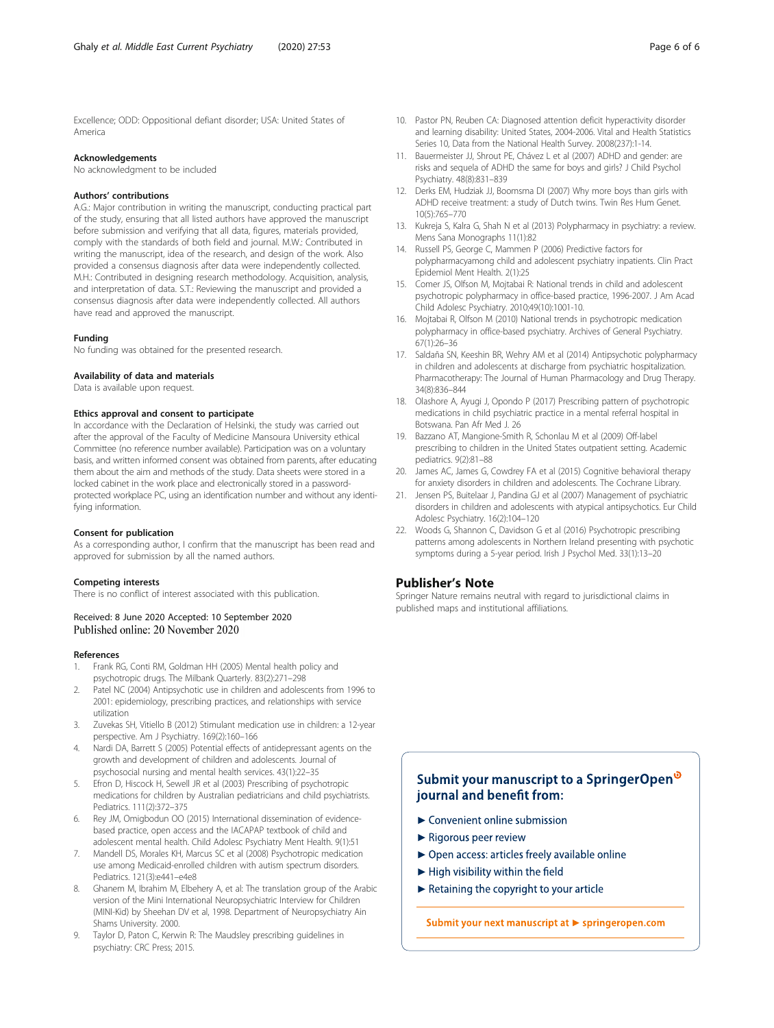Excellence; ODD: Oppositional defiant disorder; USA: United States of America

### Acknowledgements

No acknowledgment to be included

### Authors' contributions

A.G.: Major contribution in writing the manuscript, conducting practical part of the study, ensuring that all listed authors have approved the manuscript before submission and verifying that all data, figures, materials provided, comply with the standards of both field and journal. M.W.: Contributed in writing the manuscript, idea of the research, and design of the work. Also provided a consensus diagnosis after data were independently collected. M.H.: Contributed in designing research methodology. Acquisition, analysis, and interpretation of data. S.T.: Reviewing the manuscript and provided a consensus diagnosis after data were independently collected. All authors have read and approved the manuscript.

### Funding

No funding was obtained for the presented research.

### Availability of data and materials

Data is available upon request.

### Ethics approval and consent to participate

In accordance with the Declaration of Helsinki, the study was carried out after the approval of the Faculty of Medicine Mansoura University ethical Committee (no reference number available). Participation was on a voluntary basis, and written informed consent was obtained from parents, after educating them about the aim and methods of the study. Data sheets were stored in a locked cabinet in the work place and electronically stored in a password-protected workplace PC, using an identification number and without any identifying information.

### Consent for publication

As a corresponding author, I confirm that the manuscript has been read and approved for submission by all the named authors.

### Competing interests

There is no conflict of interest associated with this publication.

Received: 8 June 2020 Accepted: 10 September 2020
Published online: 20 November 2020

### References

1. Frank RG, Conti RM, Goldman HH (2005) Mental health policy and psychotropic drugs. The Milbank Quarterly. 83(2):271–298
2. Patel NC (2004) Antipsychotic use in children and adolescents from 1996 to 2001: epidemiology, prescribing practices, and relationships with service utilization
3. Zuvekas SH, Vitiello B (2012) Stimulant medication use in children: a 12-year perspective. Am J Psychiatry. 169(2):160–166
4. Nardi DA, Barrett S (2005) Potential effects of antidepressant agents on the growth and development of children and adolescents. Journal of psychosocial nursing and mental health services. 43(1):22–35
5. Efron D, Hiscock H, Sewell JR et al (2003) Prescribing of psychotropic medications for children by Australian pediatricians and child psychiatrists. Pediatrics. 111(2):372–375
6. Rey JM, Omigbodun OO (2015) International dissemination of evidence-based practice, open access and the IACAPAP textbook of child and adolescent mental health. Child Adolesc Psychiatry Ment Health. 9(1):51
7. Mandell DS, Morales KH, Marcus SC et al (2008) Psychotropic medication use among Medicaid-enrolled children with autism spectrum disorders. Pediatrics. 121(3):e441–e4e8
8. Ghanem M, Ibrahim M, Elbehery A, et al: The translation group of the Arabic version of the Mini International Neuropsychiatric Interview for Children (MINI-Kid) by Sheehan DV et al, 1998. Department of Neuropsychiatry Ain Shams University. 2000.
9. Taylor D, Paton C, Kerwin R: The Maudsley prescribing guidelines in psychiatry: CRC Press; 2015.
10. Pastor PN, Reuben CA: Diagnosed attention deficit hyperactivity disorder and learning disability: United States, 2004-2006. Vital and Health Statistics Series 10, Data from the National Health Survey. 2008(237):1-14.
11. Bauermeister JJ, Shrout PE, Chávez L et al (2007) ADHD and gender: are risks and sequela of ADHD the same for boys and girls? J Child Psychol Psychiatry. 48(8):831–839
12. Derks EM, Hudziak JJ, Boomsma DI (2007) Why more boys than girls with ADHD receive treatment: a study of Dutch twins. Twin Res Hum Genet. 10(5):765–770
13. Kukreja S, Kalra G, Shah N et al (2013) Polypharmacy in psychiatry: a review. Mens Sana Monographs 11(1):82
14. Russell PS, George C, Mammen P (2006) Predictive factors for polypharmacyamong child and adolescent psychiatry inpatients. Clin Pract Epidemiol Ment Health. 2(1):25
15. Comer JS, Olfson M, Mojtabai R: National trends in child and adolescent psychotropic polypharmacy in office-based practice, 1996-2007. J Am Acad Child Adolesc Psychiatry. 2010;49(10):1001-10.
16. Mojtabai R, Olfson M (2010) National trends in psychotropic medication polypharmacy in office-based psychiatry. Archives of General Psychiatry. 67(1):26–36
17. Saldaña SN, Keeshin BR, Wehry AM et al (2014) Antipsychotic polypharmacy in children and adolescents at discharge from psychiatric hospitalization. Pharmacotherapy: The Journal of Human Pharmacology and Drug Therapy. 34(8):836–844
18. Olashore A, Ayugi J, Opondo P (2017) Prescribing pattern of psychotropic medications in child psychiatric practice in a mental referral hospital in Botswana. Pan Afr Med J. 26
19. Bazzano AT, Mangione-Smith R, Schonlau M et al (2009) Off-label prescribing to children in the United States outpatient setting. Academic pediatrics. 9(2):81–88
20. James AC, James G, Cowdrey FA et al (2015) Cognitive behavioral therapy for anxiety disorders in children and adolescents. The Cochrane Library.
21. Jensen PS, Buitelaar J, Pandina GJ et al (2007) Management of psychiatric disorders in children and adolescents with atypical antipsychotics. Eur Child Adolesc Psychiatry. 16(2):104–120
22. Woods G, Shannon C, Davidson G et al (2016) Psychotropic prescribing patterns among adolescents in Northern Ireland presenting with psychotic symptoms during a 5-year period. Irish J Psychol Med. 33(1):13–20

## Publisher's Note

Springer Nature remains neutral with regard to jurisdictional claims in published maps and institutional affiliations.

**Submit your manuscript to a SpringerOpen journal and benefit from:**

- Convenient online submission
- Rigorous peer review
- Open access: articles freely available online
- High visibility within the field
- Retaining the copyright to your article

Submit your next manuscript at ▶ springeropen.com